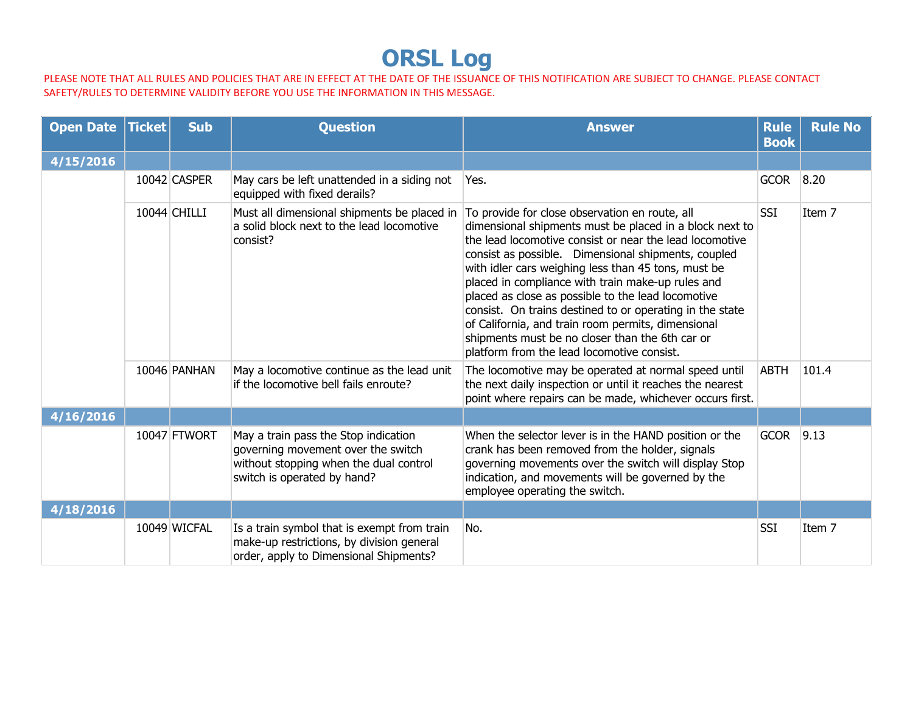# ORSL Log

PLEASE NOTE THAT ALL RULES AND POLICIES THAT ARE IN EFFECT AT THE DATE OF THE ISSUANCE OF THIS NOTIFICATION ARE SUBJECT TO CHANGE. PLEASE CONTACT SAFETY/RULES TO DETERMINE VALIDITY BEFORE YOU USE THE INFORMATION IN THIS MESSAGE.

| Open Date | Ticket | Sub | Question | Answer | Rule Book | Rule No |
|---|---|---|---|---|---|---|
| **4/15/2016** | | | | | | |
| | 10042 | CASPER | May cars be left unattended in a siding not equipped with fixed derails? | Yes. | GCOR | 8.20 |
| | 10044 | CHILLI | Must all dimensional shipments be placed in a solid block next to the lead locomotive consist? | To provide for close observation en route, all dimensional shipments must be placed in a block next to the lead locomotive consist or near the lead locomotive consist as possible. Dimensional shipments, coupled with idler cars weighing less than 45 tons, must be placed in compliance with train make-up rules and placed as close as possible to the lead locomotive consist. On trains destined to or operating in the state of California, and train room permits, dimensional shipments must be no closer than the 6th car or platform from the lead locomotive consist. | SSI | Item 7 |
| | 10046 | PANHAN | May a locomotive continue as the lead unit if the locomotive bell fails enroute? | The locomotive may be operated at normal speed until the next daily inspection or until it reaches the nearest point where repairs can be made, whichever occurs first. | ABTH | 101.4 |
| **4/16/2016** | | | | | | |
| | 10047 | FTWORT | May a train pass the Stop indication governing movement over the switch without stopping when the dual control switch is operated by hand? | When the selector lever is in the HAND position or the crank has been removed from the holder, signals governing movements over the switch will display Stop indication, and movements will be governed by the employee operating the switch. | GCOR | 9.13 |
| **4/18/2016** | | | | | | |
| | 10049 | WICFAL | Is a train symbol that is exempt from train make-up restrictions, by division general order, apply to Dimensional Shipments? | No. | SSI | Item 7 |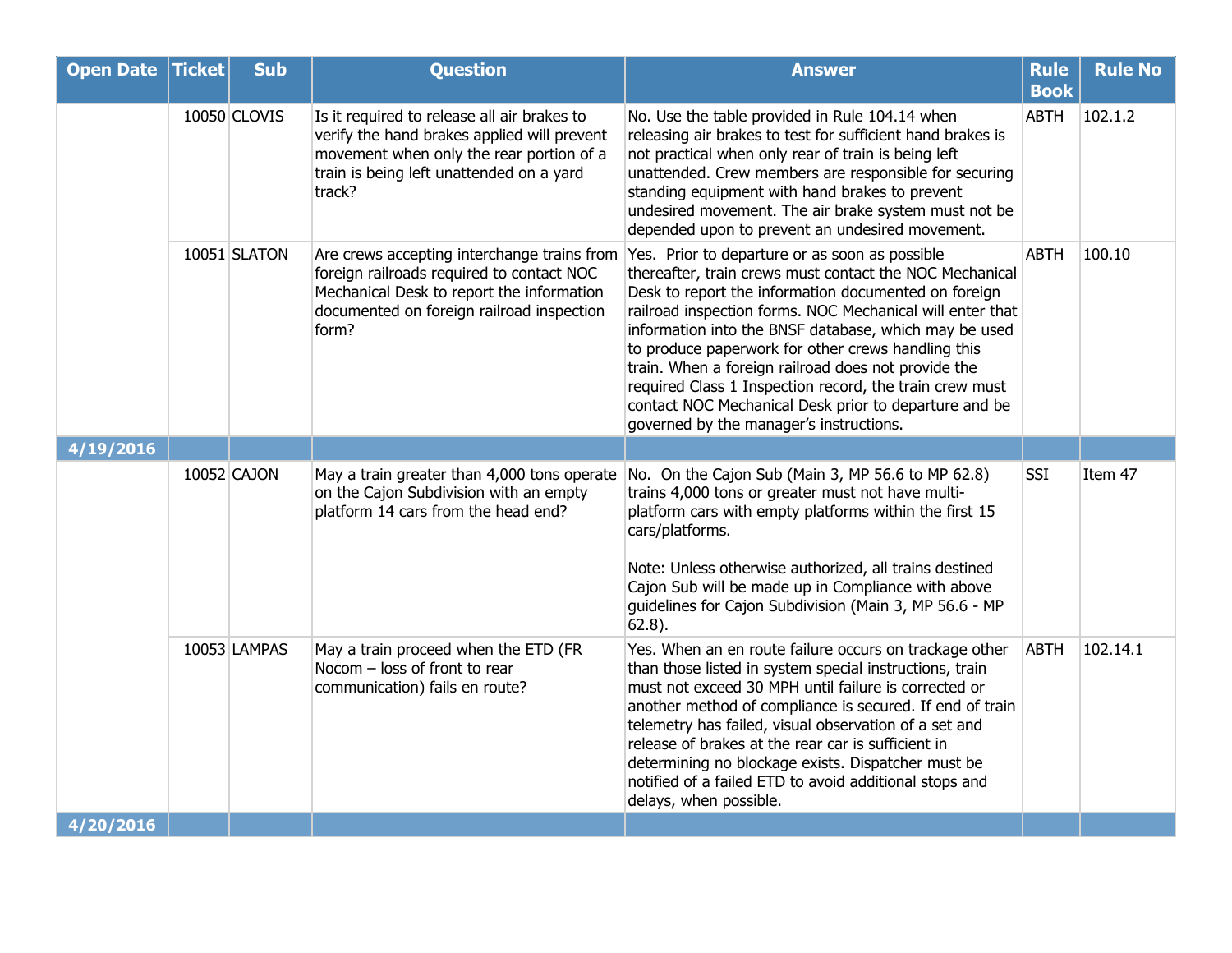| Open Date | Ticket | Sub | Question | Answer | Rule Book | Rule No |
|---|---|---|---|---|---|---|
| | 10050 | CLOVIS | Is it required to release all air brakes to verify the hand brakes applied will prevent movement when only the rear portion of a train is being left unattended on a yard track? | No. Use the table provided in Rule 104.14 when releasing air brakes to test for sufficient hand brakes is not practical when only rear of train is being left unattended. Crew members are responsible for securing standing equipment with hand brakes to prevent undesired movement. The air brake system must not be depended upon to prevent an undesired movement. | ABTH | 102.1.2 |
| | 10051 | SLATON | Are crews accepting interchange trains from foreign railroads required to contact NOC Mechanical Desk to report the information documented on foreign railroad inspection form? | Yes. Prior to departure or as soon as possible thereafter, train crews must contact the NOC Mechanical Desk to report the information documented on foreign railroad inspection forms. NOC Mechanical will enter that information into the BNSF database, which may be used to produce paperwork for other crews handling this train. When a foreign railroad does not provide the required Class 1 Inspection record, the train crew must contact NOC Mechanical Desk prior to departure and be governed by the manager's instructions. | ABTH | 100.10 |
| **4/19/2016** | | | | | | |
| | 10052 | CAJON | May a train greater than 4,000 tons operate on the Cajon Subdivision with an empty platform 14 cars from the head end? | No. On the Cajon Sub (Main 3, MP 56.6 to MP 62.8) trains 4,000 tons or greater must not have multi-platform cars with empty platforms within the first 15 cars/platforms.<br><br>Note: Unless otherwise authorized, all trains destined Cajon Sub will be made up in Compliance with above guidelines for Cajon Subdivision (Main 3, MP 56.6 - MP 62.8). | SSI | Item 47 |
| | 10053 | LAMPAS | May a train proceed when the ETD (FR Nocom – loss of front to rear communication) fails en route? | Yes. When an en route failure occurs on trackage other than those listed in system special instructions, train must not exceed 30 MPH until failure is corrected or another method of compliance is secured. If end of train telemetry has failed, visual observation of a set and release of brakes at the rear car is sufficient in determining no blockage exists. Dispatcher must be notified of a failed ETD to avoid additional stops and delays, when possible. | ABTH | 102.14.1 |
| **4/20/2016** | | | | | | |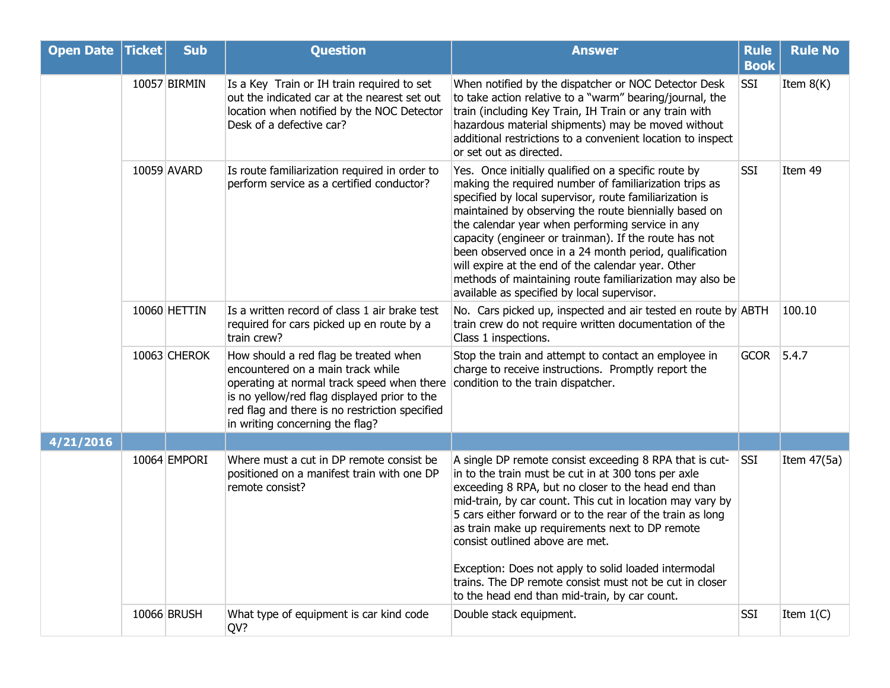| Open Date | Ticket | Sub | Question | Answer | Rule Book | Rule No |
|---|---|---|---|---|---|---|
| | 10057 | BIRMIN | Is a Key Train or IH train required to set out the indicated car at the nearest set out location when notified by the NOC Detector Desk of a defective car? | When notified by the dispatcher or NOC Detector Desk to take action relative to a "warm" bearing/journal, the train (including Key Train, IH Train or any train with hazardous material shipments) may be moved without additional restrictions to a convenient location to inspect or set out as directed. | SSI | Item 8(K) |
| | 10059 | AVARD | Is route familiarization required in order to perform service as a certified conductor? | Yes. Once initially qualified on a specific route by making the required number of familiarization trips as specified by local supervisor, route familiarization is maintained by observing the route biennially based on the calendar year when performing service in any capacity (engineer or trainman). If the route has not been observed once in a 24 month period, qualification will expire at the end of the calendar year. Other methods of maintaining route familiarization may also be available as specified by local supervisor. | SSI | Item 49 |
| | 10060 | HETTIN | Is a written record of class 1 air brake test required for cars picked up en route by a train crew? | No. Cars picked up, inspected and air tested en route by train crew do not require written documentation of the Class 1 inspections. | ABTH | 100.10 |
| | 10063 | CHEROK | How should a red flag be treated when encountered on a main track while operating at normal track speed when there is no yellow/red flag displayed prior to the red flag and there is no restriction specified in writing concerning the flag? | Stop the train and attempt to contact an employee in charge to receive instructions. Promptly report the condition to the train dispatcher. | GCOR | 5.4.7 |
| **4/21/2016** | | | | | | |
| | 10064 | EMPORI | Where must a cut in DP remote consist be positioned on a manifest train with one DP remote consist? | A single DP remote consist exceeding 8 RPA that is cut-in to the train must be cut in at 300 tons per axle exceeding 8 RPA, but no closer to the head end than mid-train, by car count. This cut in location may vary by 5 cars either forward or to the rear of the train as long as train make up requirements next to DP remote consist outlined above are met.<br><br>Exception: Does not apply to solid loaded intermodal trains. The DP remote consist must not be cut in closer to the head end than mid-train, by car count. | SSI | Item 47(5a) |
| | 10066 | BRUSH | What type of equipment is car kind code QV? | Double stack equipment. | SSI | Item 1(C) |